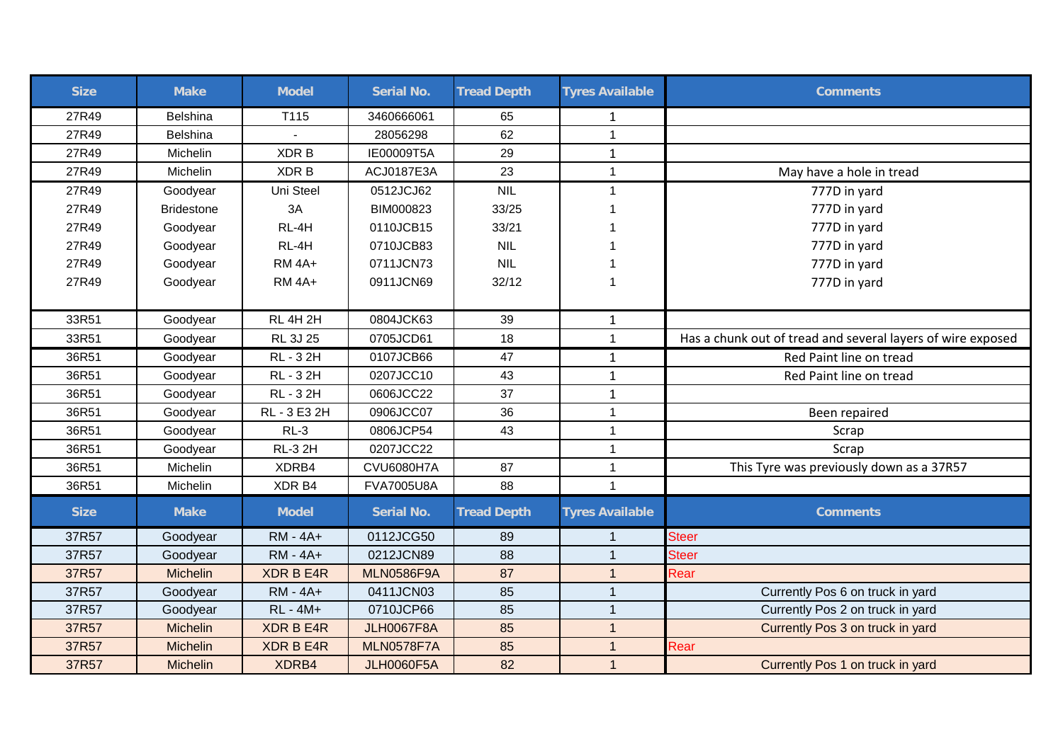| Size | Make | Model | Serial No. | Tread Depth | Tyres Available | Comments |
|---|---|---|---|---|---|---|
| 27R49 | Belshina | T115 | 3460666061 | 65 | 1 | |
| 27R49 | Belshina | - | 28056298 | 62 | 1 | |
| 27R49 | Michelin | XDR B | IE00009T5A | 29 | 1 | |
| 27R49 | Michelin | XDR B | ACJ0187E3A | 23 | 1 | May have a hole in tread |
| 27R49 | Goodyear | Uni Steel | 0512JCJ62 | NIL | 1 | 777D in yard |
| 27R49 | Bridestone | 3A | BIM000823 | 33/25 | 1 | 777D in yard |
| 27R49 | Goodyear | RL-4H | 0110JCB15 | 33/21 | 1 | 777D in yard |
| 27R49 | Goodyear | RL-4H | 0710JCB83 | NIL | 1 | 777D in yard |
| 27R49 | Goodyear | RM 4A+ | 0711JCN73 | NIL | 1 | 777D in yard |
| 27R49 | Goodyear | RM 4A+ | 0911JCN69 | 32/12 | 1 | 777D in yard |
| 33R51 | Goodyear | RL 4H 2H | 0804JCK63 | 39 | 1 | |
| 33R51 | Goodyear | RL 3J 25 | 0705JCD61 | 18 | 1 | Has a chunk out of tread and several layers of wire exposed |
| 36R51 | Goodyear | RL - 3 2H | 0107JCB66 | 47 | 1 | Red Paint line on tread |
| 36R51 | Goodyear | RL - 3 2H | 0207JCC10 | 43 | 1 | Red Paint line on tread |
| 36R51 | Goodyear | RL - 3 2H | 0606JCC22 | 37 | 1 | |
| 36R51 | Goodyear | RL - 3 E3 2H | 0906JCC07 | 36 | 1 | Been repaired |
| 36R51 | Goodyear | RL-3 | 0806JCP54 | 43 | 1 | Scrap |
| 36R51 | Goodyear | RL-3 2H | 0207JCC22 | | 1 | Scrap |
| 36R51 | Michelin | XDRB4 | CVU6080H7A | 87 | 1 | This Tyre was previously down as a 37R57 |
| 36R51 | Michelin | XDR B4 | FVA7005U8A | 88 | 1 | |

| Size | Make | Model | Serial No. | Tread Depth | Tyres Available | Comments |
|---|---|---|---|---|---|---|
| 37R57 | Goodyear | RM - 4A+ | 0112JCG50 | 89 | 1 | Steer |
| 37R57 | Goodyear | RM - 4A+ | 0212JCN89 | 88 | 1 | Steer |
| 37R57 | Michelin | XDR B E4R | MLN0586F9A | 87 | 1 | Rear |
| 37R57 | Goodyear | RM - 4A+ | 0411JCN03 | 85 | 1 | Currently Pos 6 on truck in yard |
| 37R57 | Goodyear | RL - 4M+ | 0710JCP66 | 85 | 1 | Currently Pos 2 on truck in yard |
| 37R57 | Michelin | XDR B E4R | JLH0067F8A | 85 | 1 | Currently Pos 3 on truck in yard |
| 37R57 | Michelin | XDR B E4R | MLN0578F7A | 85 | 1 | Rear |
| 37R57 | Michelin | XDRB4 | JLH0060F5A | 82 | 1 | Currently Pos 1 on truck in yard |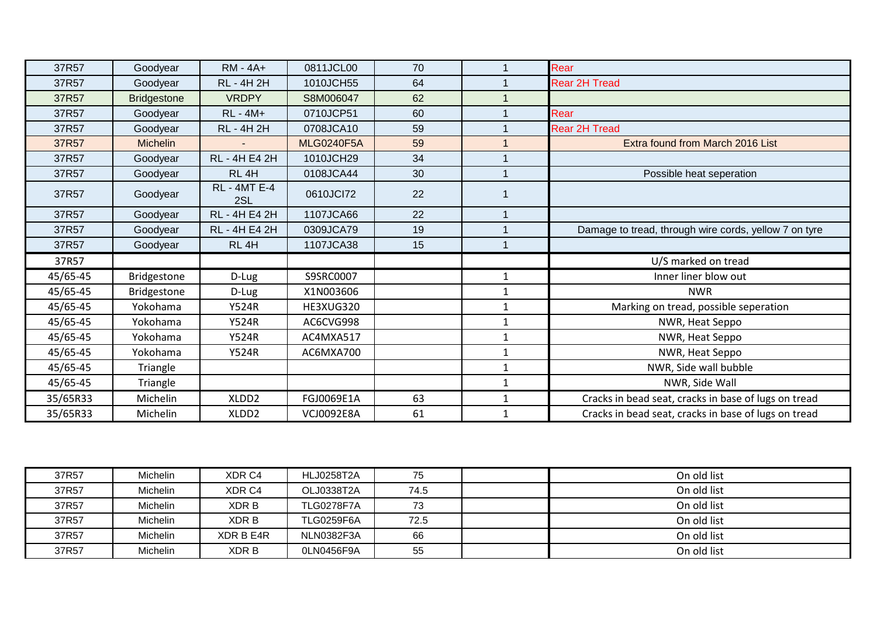| | | | | | | |
|---|---|---|---|---|---|---|
| 37R57 | Goodyear | RM - 4A+ | 0811JCL00 | 70 | 1 | Rear |
| 37R57 | Goodyear | RL - 4H 2H | 1010JCH55 | 64 | 1 | Rear 2H Tread |
| 37R57 | Bridgestone | VRDPY | S8M006047 | 62 | 1 | |
| 37R57 | Goodyear | RL - 4M+ | 0710JCP51 | 60 | 1 | Rear |
| 37R57 | Goodyear | RL - 4H 2H | 0708JCA10 | 59 | 1 | Rear 2H Tread |
| 37R57 | Michelin | - | MLG0240F5A | 59 | 1 | Extra found from March 2016 List |
| 37R57 | Goodyear | RL - 4H E4 2H | 1010JCH29 | 34 | 1 | |
| 37R57 | Goodyear | RL 4H | 0108JCA44 | 30 | 1 | Possible heat seperation |
| 37R57 | Goodyear | RL - 4MT E-4 2SL | 0610JCI72 | 22 | 1 | |
| 37R57 | Goodyear | RL - 4H E4 2H | 1107JCA66 | 22 | 1 | |
| 37R57 | Goodyear | RL - 4H E4 2H | 0309JCA79 | 19 | 1 | Damage to tread, through wire cords, yellow 7 on tyre |
| 37R57 | Goodyear | RL 4H | 1107JCA38 | 15 | 1 | |
| 37R57 | | | | | | U/S marked on tread |
| 45/65-45 | Bridgestone | D-Lug | S9SRC0007 | | 1 | Inner liner blow out |
| 45/65-45 | Bridgestone | D-Lug | X1N003606 | | 1 | NWR |
| 45/65-45 | Yokohama | Y524R | HE3XUG320 | | 1 | Marking on tread, possible seperation |
| 45/65-45 | Yokohama | Y524R | AC6CVG998 | | 1 | NWR, Heat Seppo |
| 45/65-45 | Yokohama | Y524R | AC4MXA517 | | 1 | NWR, Heat Seppo |
| 45/65-45 | Yokohama | Y524R | AC6MXA700 | | 1 | NWR, Heat Seppo |
| 45/65-45 | Triangle | | | | 1 | NWR, Side wall bubble |
| 45/65-45 | Triangle | | | | 1 | NWR, Side Wall |
| 35/65R33 | Michelin | XLDD2 | FGJ0069E1A | 63 | 1 | Cracks in bead seat, cracks in base of lugs on tread |
| 35/65R33 | Michelin | XLDD2 | VCJ0092E8A | 61 | 1 | Cracks in bead seat, cracks in base of lugs on tread |

| | | | | | | |
|---|---|---|---|---|---|---|
| 37R57 | Michelin | XDR C4 | HLJ0258T2A | 75 | | On old list |
| 37R57 | Michelin | XDR C4 | OLJ0338T2A | 74.5 | | On old list |
| 37R57 | Michelin | XDR B | TLG0278F7A | 73 | | On old list |
| 37R57 | Michelin | XDR B | TLG0259F6A | 72.5 | | On old list |
| 37R57 | Michelin | XDR B E4R | NLN0382F3A | 66 | | On old list |
| 37R57 | Michelin | XDR B | 0LN0456F9A | 55 | | On old list |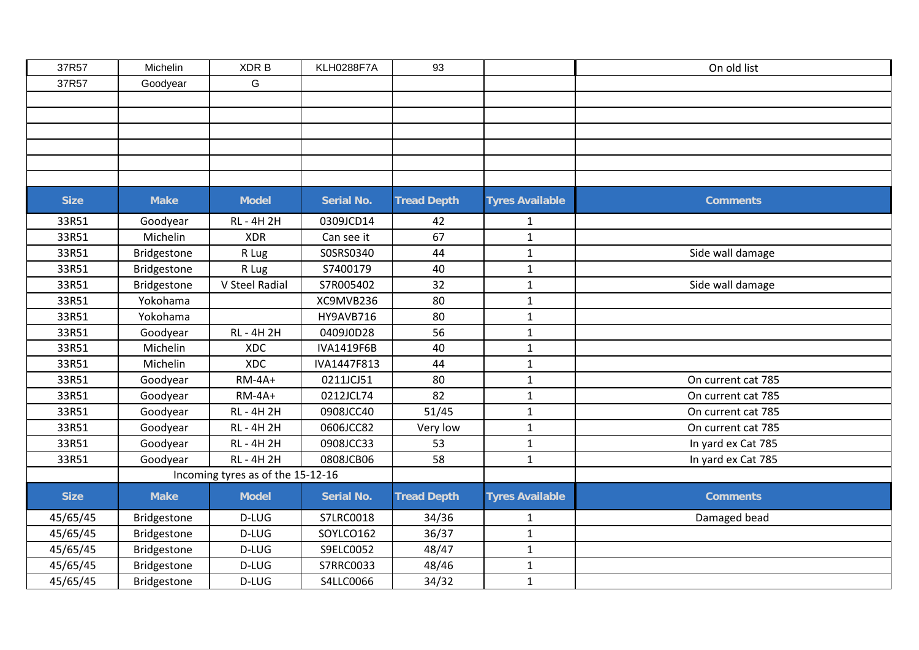| 37R57 | Michelin | XDR B | KLH0288F7A | 93 | | On old list |
|---|---|---|---|---|---|---|
| 37R57 | Goodyear | G | | | | |
| | | | | | | |
| | | | | | | |
| | | | | | | |
| | | | | | | |
| | | | | | | |
| | | | | | | |

| Size | Make | Model | Serial No. | Tread Depth | Tyres Available | Comments |
|---|---|---|---|---|---|---|
| 33R51 | Goodyear | RL - 4H 2H | 0309JCD14 | 42 | 1 | |
| 33R51 | Michelin | XDR | Can see it | 67 | 1 | |
| 33R51 | Bridgestone | R Lug | S0SRS0340 | 44 | 1 | Side wall damage |
| 33R51 | Bridgestone | R Lug | S7400179 | 40 | 1 | |
| 33R51 | Bridgestone | V Steel Radial | S7R005402 | 32 | 1 | Side wall damage |
| 33R51 | Yokohama | | XC9MVB236 | 80 | 1 | |
| 33R51 | Yokohama | | HY9AVB716 | 80 | 1 | |
| 33R51 | Goodyear | RL - 4H 2H | 0409J0D28 | 56 | 1 | |
| 33R51 | Michelin | XDC | IVA1419F6B | 40 | 1 | |
| 33R51 | Michelin | XDC | IVA1447F813 | 44 | 1 | |
| 33R51 | Goodyear | RM-4A+ | 0211JCJ51 | 80 | 1 | On current cat 785 |
| 33R51 | Goodyear | RM-4A+ | 0212JCL74 | 82 | 1 | On current cat 785 |
| 33R51 | Goodyear | RL - 4H 2H | 0908JCC40 | 51/45 | 1 | On current cat 785 |
| 33R51 | Goodyear | RL - 4H 2H | 0606JCC82 | Very low | 1 | On current cat 785 |
| 33R51 | Goodyear | RL - 4H 2H | 0908JCC33 | 53 | 1 | In yard ex Cat 785 |
| 33R51 | Goodyear | RL - 4H 2H | 0808JCB06 | 58 | 1 | In yard ex Cat 785 |

Incoming tyres as of the 15-12-16

| Size | Make | Model | Serial No. | Tread Depth | Tyres Available | Comments |
|---|---|---|---|---|---|---|
| 45/65/45 | Bridgestone | D-LUG | S7LRC0018 | 34/36 | 1 | Damaged bead |
| 45/65/45 | Bridgestone | D-LUG | SOYLCO162 | 36/37 | 1 | |
| 45/65/45 | Bridgestone | D-LUG | S9ELC0052 | 48/47 | 1 | |
| 45/65/45 | Bridgestone | D-LUG | S7RRC0033 | 48/46 | 1 | |
| 45/65/45 | Bridgestone | D-LUG | S4LLC0066 | 34/32 | 1 | |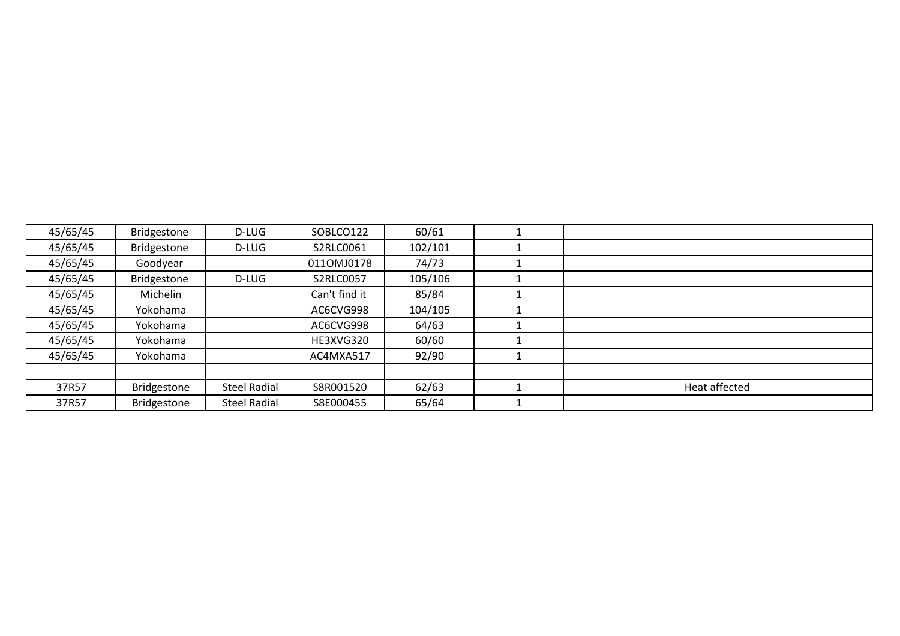| | | | | | | |
|---|---|---|---|---|---|---|
| 45/65/45 | Bridgestone | D-LUG | SOBLCO122 | 60/61 | 1 | |
| 45/65/45 | Bridgestone | D-LUG | S2RLC0061 | 102/101 | 1 | |
| 45/65/45 | Goodyear | | 011OMJ0178 | 74/73 | 1 | |
| 45/65/45 | Bridgestone | D-LUG | S2RLC0057 | 105/106 | 1 | |
| 45/65/45 | Michelin | | Can't find it | 85/84 | 1 | |
| 45/65/45 | Yokohama | | AC6CVG998 | 104/105 | 1 | |
| 45/65/45 | Yokohama | | AC6CVG998 | 64/63 | 1 | |
| 45/65/45 | Yokohama | | HE3XVG320 | 60/60 | 1 | |
| 45/65/45 | Yokohama | | AC4MXA517 | 92/90 | 1 | |
| | | | | | | |
| 37R57 | Bridgestone | Steel Radial | S8R001520 | 62/63 | 1 | Heat affected |
| 37R57 | Bridgestone | Steel Radial | S8E000455 | 65/64 | 1 | |